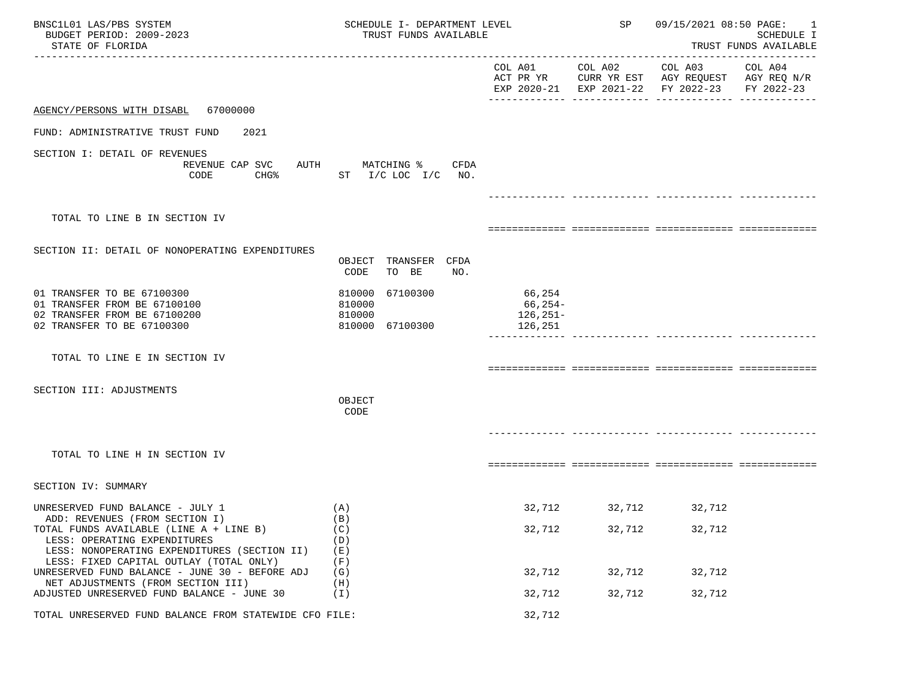BNSC1L01 LAS/PBS SYSTEM
BUDGET PERIOD: 2009-2023
STATE OF FLORIDA

SCHEDULE I- DEPARTMENT LEVEL
TRUST FUNDS AVAILABLE

SP 09/15/2021 08:50

SCHEDULE I
TRUST FUNDS AVAILABLE

| | | COL A01 ACT PR YR EXP 2020-21 | COL A02 CURR YR EST EXP 2021-22 | COL A03 AGY REQUEST FY 2022-23 | COL A04 AGY REQ N/R FY 2022-23 |
|---|---|---|---|---|---|

AGENCY/PERSONS WITH DISABL 67000000

FUND: ADMINISTRATIVE TRUST FUND 2021

SECTION I: DETAIL OF REVENUES

| REVENUE CODE | CAP SVC CHG% | AUTH ST | MATCHING % I/C LOC I/C | CFDA NO. | COL A01 | COL A02 | COL A03 | COL A04 |
|---|---|---|---|---|---|---|---|---|
| TOTAL TO LINE B IN SECTION IV | | | | | | | | |

SECTION II: DETAIL OF NONOPERATING EXPENDITURES

| | OBJECT CODE | TRANSFER TO BE | CFDA NO. | COL A01 | COL A02 | COL A03 | COL A04 |
|---|---|---|---|---|---|---|---|
| 01 TRANSFER TO BE 67100300 | 810000 | 67100300 | | 66,254 | | | |
| 01 TRANSFER FROM BE 67100100 | 810000 | | | 66,254- | | | |
| 02 TRANSFER FROM BE 67100200 | 810000 | | | 126,251- | | | |
| 02 TRANSFER TO BE 67100300 | 810000 | 67100300 | | 126,251 | | | |
| TOTAL TO LINE E IN SECTION IV | | | | | | | |

SECTION III: ADJUSTMENTS

| | OBJECT CODE | COL A01 | COL A02 | COL A03 | COL A04 |
|---|---|---|---|---|---|
| TOTAL TO LINE H IN SECTION IV | | | | | |

SECTION IV: SUMMARY

| | | COL A01 | COL A02 | COL A03 | COL A04 |
|---|---|---|---|---|---|
| UNRESERVED FUND BALANCE - JULY 1 | (A) | 32,712 | 32,712 | 32,712 | |
| ADD: REVENUES (FROM SECTION I) | (B) | | | | |
| TOTAL FUNDS AVAILABLE (LINE A + LINE B) | (C) | 32,712 | 32,712 | 32,712 | |
| LESS: OPERATING EXPENDITURES | (D) | | | | |
| LESS: NONOPERATING EXPENDITURES (SECTION II) | (E) | | | | |
| LESS: FIXED CAPITAL OUTLAY (TOTAL ONLY) | (F) | | | | |
| UNRESERVED FUND BALANCE - JUNE 30 - BEFORE ADJ | (G) | 32,712 | 32,712 | 32,712 | |
| NET ADJUSTMENTS (FROM SECTION III) | (H) | | | | |
| ADJUSTED UNRESERVED FUND BALANCE - JUNE 30 | (I) | 32,712 | 32,712 | 32,712 | |
| TOTAL UNRESERVED FUND BALANCE FROM STATEWIDE CFO FILE: | | 32,712 | | | |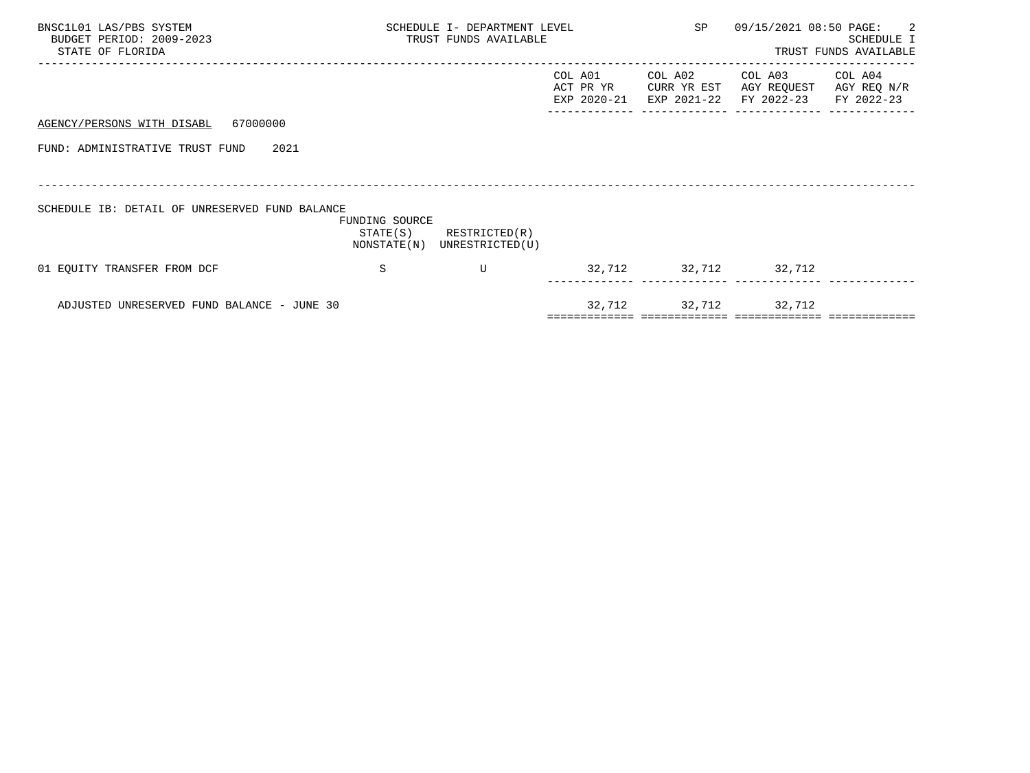BNSC1L01 LAS/PBS SYSTEM
BUDGET PERIOD: 2009-2023
STATE OF FLORIDA

SCHEDULE I- DEPARTMENT LEVEL
TRUST FUNDS AVAILABLE

SP 09/15/2021 08:50

SCHEDULE I
TRUST FUNDS AVAILABLE

AGENCY/PERSONS WITH DISABL 67000000

FUND: ADMINISTRATIVE TRUST FUND 2021

SCHEDULE IB: DETAIL OF UNRESERVED FUND BALANCE

| | FUNDING SOURCE STATE(S) NONSTATE(N) | RESTRICTED(R) UNRESTRICTED(U) | COL A01 ACT PR YR EXP 2020-21 | COL A02 CURR YR EST EXP 2021-22 | COL A03 AGY REQUEST FY 2022-23 | COL A04 AGY REQ N/R FY 2022-23 |
|---|---|---|---|---|---|---|
| 01 EQUITY TRANSFER FROM DCF | S | U | 32,712 | 32,712 | 32,712 | |
| ADJUSTED UNRESERVED FUND BALANCE - JUNE 30 | | | 32,712 | 32,712 | 32,712 | |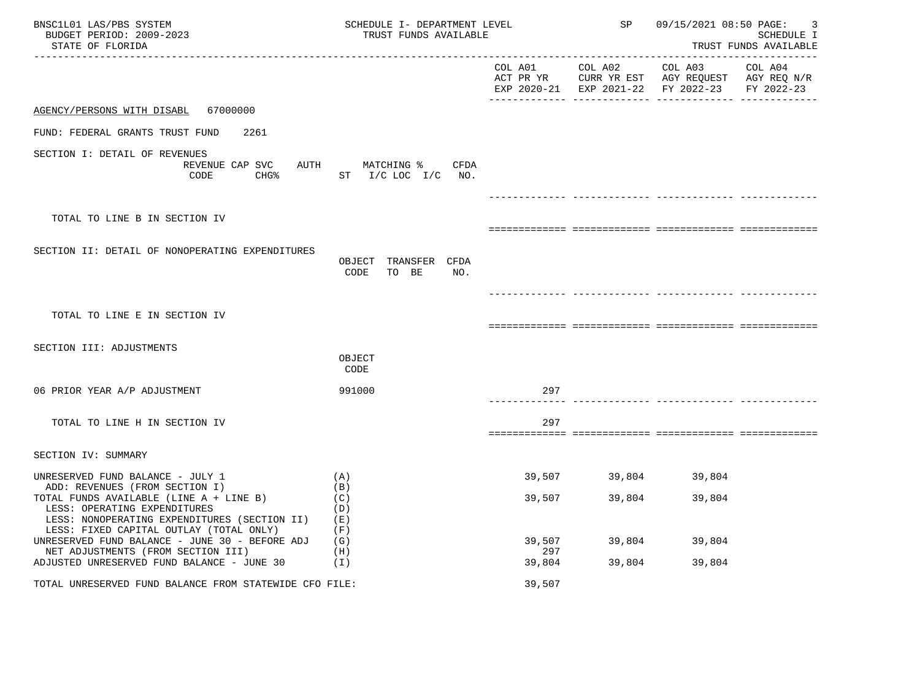BNSC1L01 LAS/PBS SYSTEM
BUDGET PERIOD: 2009-2023
STATE OF FLORIDA

SCHEDULE I- DEPARTMENT LEVEL
TRUST FUNDS AVAILABLE

SP 09/15/2021 08:50

SCHEDULE I
TRUST FUNDS AVAILABLE

AGENCY/PERSONS WITH DISABL 67000000

FUND: FEDERAL GRANTS TRUST FUND 2261

## SECTION I: DETAIL OF REVENUES

| REVENUE CODE | CAP SVC CHG% | AUTH ST | MATCHING % I/C LOC I/C | CFDA NO. | COL A01 ACT PR YR EXP 2020-21 | COL A02 CURR YR EST EXP 2021-22 | COL A03 AGY REQUEST FY 2022-23 | COL A04 AGY REQ N/R FY 2022-23 |
|---|---|---|---|---|---|---|---|---|
| TOTAL TO LINE B IN SECTION IV | | | | | | | | |

## SECTION II: DETAIL OF NONOPERATING EXPENDITURES

| | OBJECT CODE | TRANSFER TO BE | CFDA NO. | COL A01 | COL A02 | COL A03 | COL A04 |
|---|---|---|---|---|---|---|---|
| TOTAL TO LINE E IN SECTION IV | | | | | | | |

## SECTION III: ADJUSTMENTS

| | OBJECT CODE | COL A01 | COL A02 | COL A03 | COL A04 |
|---|---|---|---|---|---|
| 06 PRIOR YEAR A/P ADJUSTMENT | 991000 | 297 | | | |
| TOTAL TO LINE H IN SECTION IV | | 297 | | | |

## SECTION IV: SUMMARY

| | | COL A01 | COL A02 | COL A03 | COL A04 |
|---|---|---|---|---|---|
| UNRESERVED FUND BALANCE - JULY 1 | (A) | 39,507 | 39,804 | 39,804 | |
| ADD: REVENUES (FROM SECTION I) | (B) | | | | |
| TOTAL FUNDS AVAILABLE (LINE A + LINE B) | (C) | 39,507 | 39,804 | 39,804 | |
| LESS: OPERATING EXPENDITURES | (D) | | | | |
| LESS: NONOPERATING EXPENDITURES (SECTION II) | (E) | | | | |
| LESS: FIXED CAPITAL OUTLAY (TOTAL ONLY) | (F) | | | | |
| UNRESERVED FUND BALANCE - JUNE 30 - BEFORE ADJ | (G) | 39,507 | 39,804 | 39,804 | |
| NET ADJUSTMENTS (FROM SECTION III) | (H) | 297 | | | |
| ADJUSTED UNRESERVED FUND BALANCE - JUNE 30 | (I) | 39,804 | 39,804 | 39,804 | |
| TOTAL UNRESERVED FUND BALANCE FROM STATEWIDE CFO FILE: | | 39,507 | | | |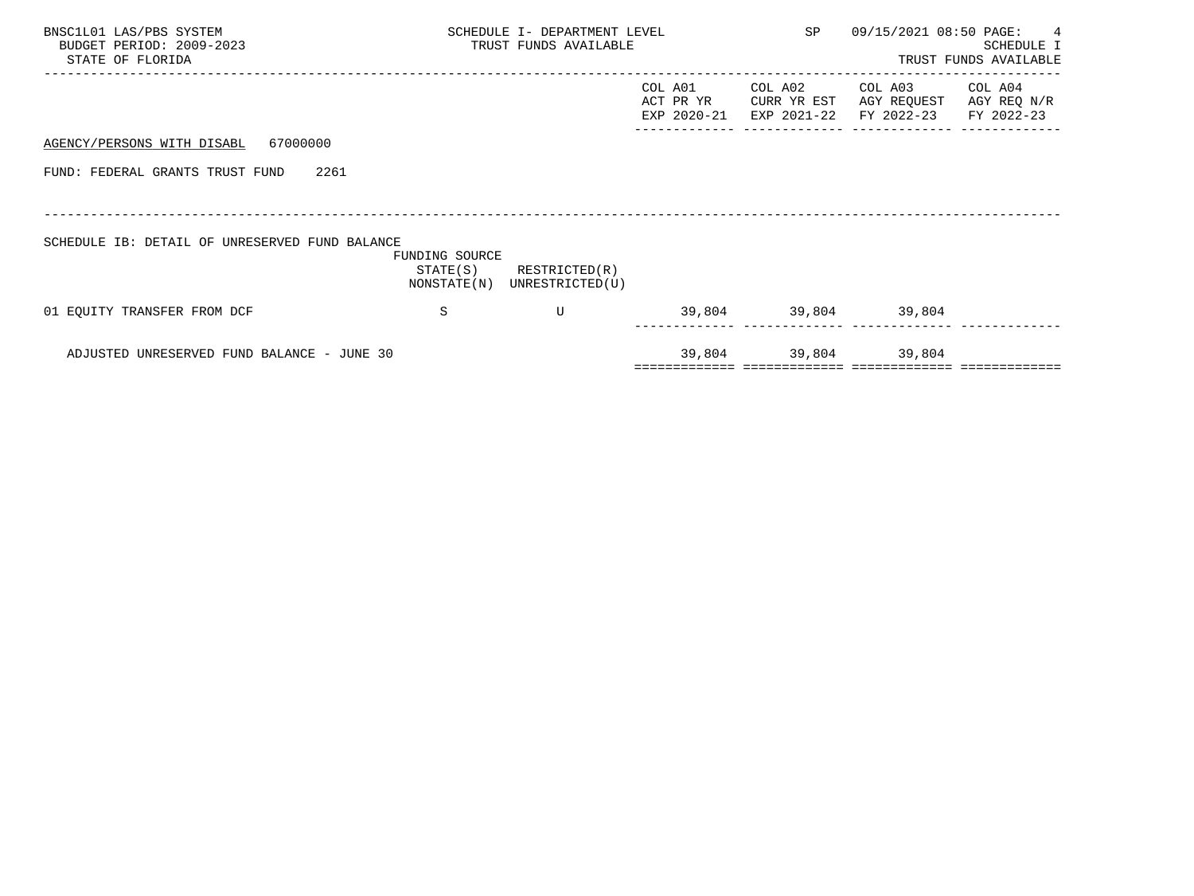BNSC1L01 LAS/PBS SYSTEM
BUDGET PERIOD: 2009-2023
STATE OF FLORIDA

SCHEDULE I- DEPARTMENT LEVEL
TRUST FUNDS AVAILABLE

SP 09/15/2021 08:50

SCHEDULE I
TRUST FUNDS AVAILABLE

AGENCY/PERSONS WITH DISABL 67000000

FUND: FEDERAL GRANTS TRUST FUND 2261

SCHEDULE IB: DETAIL OF UNRESERVED FUND BALANCE

| | FUNDING SOURCE STATE(S) NONSTATE(N) | RESTRICTED(R) UNRESTRICTED(U) | COL A01 ACT PR YR EXP 2020-21 | COL A02 CURR YR EST EXP 2021-22 | COL A03 AGY REQUEST FY 2022-23 | COL A04 AGY REQ N/R FY 2022-23 |
|---|---|---|---|---|---|---|
| 01 EQUITY TRANSFER FROM DCF | S | U | 39,804 | 39,804 | 39,804 | |
| ADJUSTED UNRESERVED FUND BALANCE - JUNE 30 | | | 39,804 | 39,804 | 39,804 | |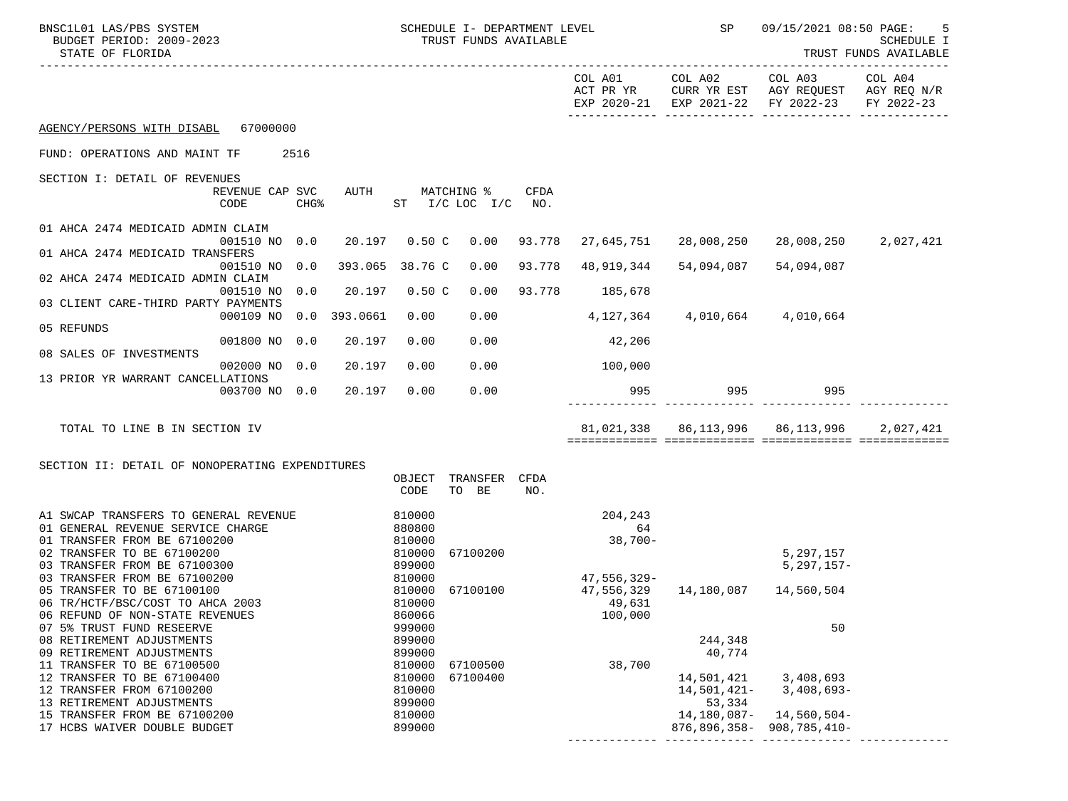SCHEDULE I- DEPARTMENT LEVEL
TRUST FUNDS AVAILABLE

BUDGET PERIOD: 2009-2023
STATE OF FLORIDA

SCHEDULE I
TRUST FUNDS AVAILABLE

AGENCY/PERSONS WITH DISABL 67000000

FUND: OPERATIONS AND MAINT TF 2516

## SECTION I: DETAIL OF REVENUES

| | REVENUE CODE | CAP CHG% | SVC | AUTH | MATCHING % ST | I/C LOC I/C | CFDA NO. | COL A01 ACT PR YR EXP 2020-21 | COL A02 CURR YR EST EXP 2021-22 | COL A03 AGY REQUEST FY 2022-23 | COL A04 AGY REQ N/R FY 2022-23 |
|---|---|---|---|---|---|---|---|---|---|---|---|
| 01 AHCA 2474 MEDICAID ADMIN CLAIM | 001510 | NO | 0.0 | 20.197 | 0.50 C | 0.00 | 93.778 | 27,645,751 | 28,008,250 | 28,008,250 | 2,027,421 |
| 01 AHCA 2474 MEDICAID TRANSFERS | 001510 | NO | 0.0 | 393.065 | 38.76 C | 0.00 | 93.778 | 48,919,344 | 54,094,087 | 54,094,087 | |
| 02 AHCA 2474 MEDICAID ADMIN CLAIM | 001510 | NO | 0.0 | 20.197 | 0.50 C | 0.00 | 93.778 | 185,678 | | | |
| 03 CLIENT CARE-THIRD PARTY PAYMENTS | 000109 | NO | 0.0 | 393.0661 | 0.00 | 0.00 | | 4,127,364 | 4,010,664 | 4,010,664 | |
| 05 REFUNDS | 001800 | NO | 0.0 | 20.197 | 0.00 | 0.00 | | 42,206 | | | |
| 08 SALES OF INVESTMENTS | 002000 | NO | 0.0 | 20.197 | 0.00 | 0.00 | | 100,000 | | | |
| 13 PRIOR YR WARRANT CANCELLATIONS | 003700 | NO | 0.0 | 20.197 | 0.00 | 0.00 | | 995 | 995 | 995 | |
| TOTAL TO LINE B IN SECTION IV | | | | | | | | 81,021,338 | 86,113,996 | 86,113,996 | 2,027,421 |

## SECTION II: DETAIL OF NONOPERATING EXPENDITURES

| | OBJECT CODE | TRANSFER TO BE | CFDA NO. | COL A01 ACT PR YR EXP 2020-21 | COL A02 CURR YR EST EXP 2021-22 | COL A03 AGY REQUEST FY 2022-23 | COL A04 AGY REQ N/R FY 2022-23 |
|---|---|---|---|---|---|---|---|
| A1 SWCAP TRANSFERS TO GENERAL REVENUE | 810000 | | | 204,243 | | | |
| 01 GENERAL REVENUE SERVICE CHARGE | 880800 | | | 64 | | | |
| 01 TRANSFER FROM BE 67100200 | 810000 | | | 38,700- | | | |
| 02 TRANSFER TO BE 67100200 | 810000 | 67100200 | | | | 5,297,157 | |
| 03 TRANSFER FROM BE 67100300 | 899000 | | | | | 5,297,157- | |
| 03 TRANSFER FROM BE 67100200 | 810000 | | | 47,556,329- | | | |
| 05 TRANSFER TO BE 67100100 | 810000 | 67100100 | | 47,556,329 | 14,180,087 | 14,560,504 | |
| 06 TR/HCTF/BSC/COST TO AHCA 2003 | 810000 | | | 49,631 | | | |
| 06 REFUND OF NON-STATE REVENUES | 860066 | | | 100,000 | | | |
| 07 5% TRUST FUND RESEERVE | 999000 | | | | | 50 | |
| 08 RETIREMENT ADJUSTMENTS | 899000 | | | | 244,348 | | |
| 09 RETIREMENT ADJUSTMENTS | 899000 | | | | 40,774 | | |
| 11 TRANSFER TO BE 67100500 | 810000 | 67100500 | | 38,700 | | | |
| 12 TRANSFER TO BE 67100400 | 810000 | 67100400 | | | 14,501,421 | 3,408,693 | |
| 12 TRANSFER FROM 67100200 | 810000 | | | | 14,501,421- | 3,408,693- | |
| 13 RETIREMENT ADJUSTMENTS | 899000 | | | | 53,334 | | |
| 15 TRANSFER FROM BE 67100200 | 810000 | | | | 14,180,087- | 14,560,504- | |
| 17 HCBS WAIVER DOUBLE BUDGET | 899000 | | | | 876,896,358- | 908,785,410- | |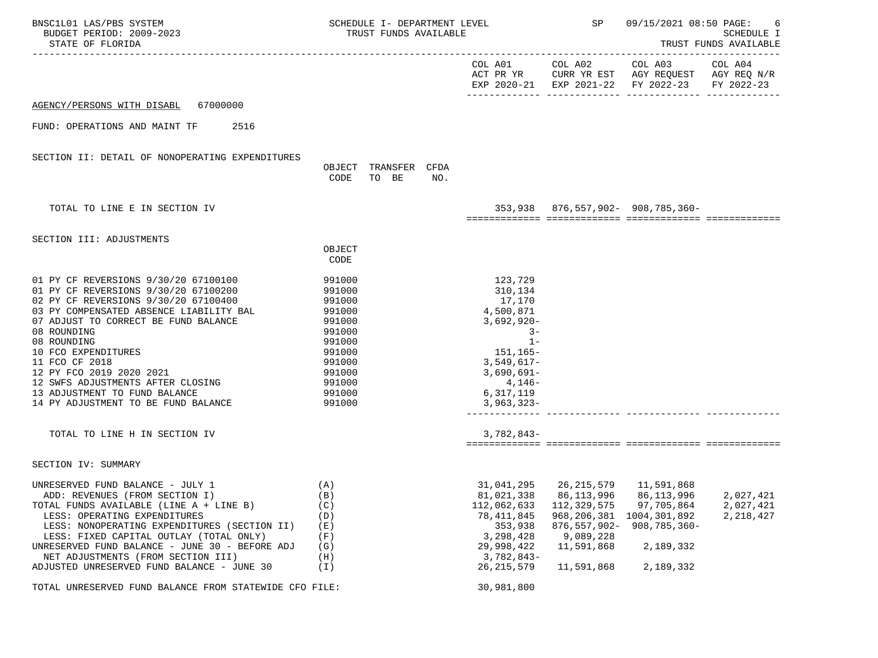BNSC1L01 LAS/PBS SYSTEM — SCHEDULE I- DEPARTMENT LEVEL — TRUST FUNDS AVAILABLE — SP 09/15/2021 08:50

BUDGET PERIOD: 2009-2023 — STATE OF FLORIDA — SCHEDULE I TRUST FUNDS AVAILABLE

AGENCY/PERSONS WITH DISABL 67000000

FUND: OPERATIONS AND MAINT TF 2516

## SECTION II: DETAIL OF NONOPERATING EXPENDITURES

| | OBJECT CODE | TRANSFER TO BE | CFDA NO. | COL A01 ACT PR YR EXP 2020-21 | COL A02 CURR YR EST EXP 2021-22 | COL A03 AGY REQUEST FY 2022-23 | COL A04 AGY REQ N/R FY 2022-23 |
|---|---|---|---|---|---|---|---|
| TOTAL TO LINE E IN SECTION IV | | | | 353,938 | 876,557,902- | 908,785,360- | |

## SECTION III: ADJUSTMENTS

| | OBJECT CODE | COL A01 ACT PR YR EXP 2020-21 | COL A02 CURR YR EST EXP 2021-22 | COL A03 AGY REQUEST FY 2022-23 | COL A04 AGY REQ N/R FY 2022-23 |
|---|---|---|---|---|---|
| 01 PY CF REVERSIONS 9/30/20 67100100 | 991000 | 123,729 | | | |
| 01 PY CF REVERSIONS 9/30/20 67100200 | 991000 | 310,134 | | | |
| 02 PY CF REVERSIONS 9/30/20 67100400 | 991000 | 17,170 | | | |
| 03 PY COMPENSATED ABSENCE LIABILITY BAL | 991000 | 4,500,871 | | | |
| 07 ADJUST TO CORRECT BE FUND BALANCE | 991000 | 3,692,920- | | | |
| 08 ROUNDING | 991000 | 3- | | | |
| 08 ROUNDING | 991000 | 1- | | | |
| 10 FCO EXPENDITURES | 991000 | 151,165- | | | |
| 11 FCO CF 2018 | 991000 | 3,549,617- | | | |
| 12 PY FCO 2019 2020 2021 | 991000 | 3,690,691- | | | |
| 12 SWFS ADJUSTMENTS AFTER CLOSING | 991000 | 4,146- | | | |
| 13 ADJUSTMENT TO FUND BALANCE | 991000 | 6,317,119 | | | |
| 14 PY ADJUSTMENT TO BE FUND BALANCE | 991000 | 3,963,323- | | | |
| TOTAL TO LINE H IN SECTION IV | | 3,782,843- | | | |

## SECTION IV: SUMMARY

| | | COL A01 ACT PR YR EXP 2020-21 | COL A02 CURR YR EST EXP 2021-22 | COL A03 AGY REQUEST FY 2022-23 | COL A04 AGY REQ N/R FY 2022-23 |
|---|---|---|---|---|---|
| UNRESERVED FUND BALANCE - JULY 1 | (A) | 31,041,295 | 26,215,579 | 11,591,868 | |
| ADD: REVENUES (FROM SECTION I) | (B) | 81,021,338 | 86,113,996 | 86,113,996 | 2,027,421 |
| TOTAL FUNDS AVAILABLE (LINE A + LINE B) | (C) | 112,062,633 | 112,329,575 | 97,705,864 | 2,027,421 |
| LESS: OPERATING EXPENDITURES | (D) | 78,411,845 | 968,206,381 | 1004,301,892 | 2,218,427 |
| LESS: NONOPERATING EXPENDITURES (SECTION II) | (E) | 353,938 | 876,557,902- | 908,785,360- | |
| LESS: FIXED CAPITAL OUTLAY (TOTAL ONLY) | (F) | 3,298,428 | 9,089,228 | | |
| UNRESERVED FUND BALANCE - JUNE 30 - BEFORE ADJ | (G) | 29,998,422 | 11,591,868 | 2,189,332 | |
| NET ADJUSTMENTS (FROM SECTION III) | (H) | 3,782,843- | | | |
| ADJUSTED UNRESERVED FUND BALANCE - JUNE 30 | (I) | 26,215,579 | 11,591,868 | 2,189,332 | |

TOTAL UNRESERVED FUND BALANCE FROM STATEWIDE CFO FILE: 30,981,800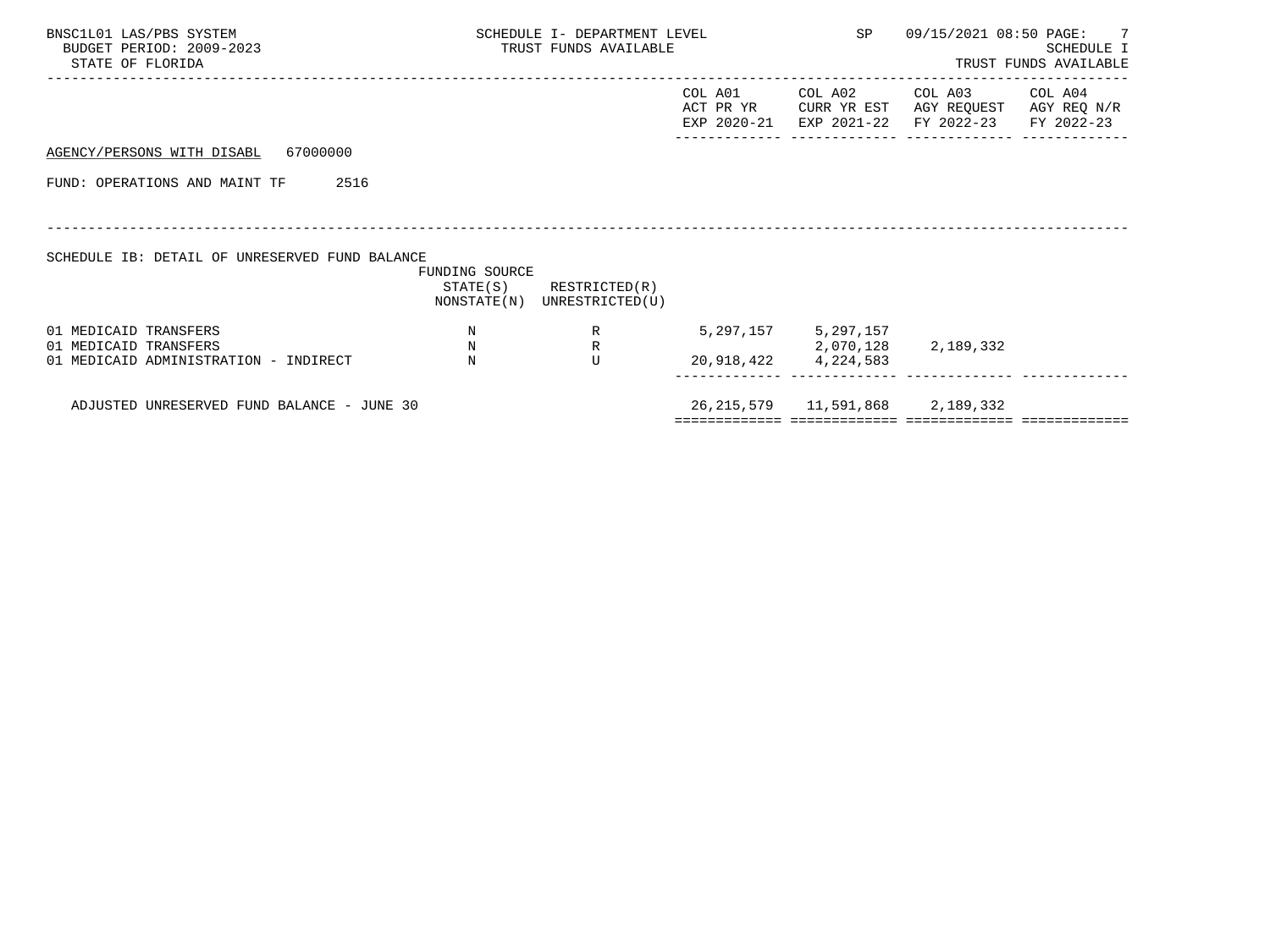BNSC1L01 LAS/PBS SYSTEM
BUDGET PERIOD: 2009-2023
STATE OF FLORIDA

SCHEDULE I- DEPARTMENT LEVEL
TRUST FUNDS AVAILABLE

SP 09/15/2021 08:50 PAGE: 7
SCHEDULE I
TRUST FUNDS AVAILABLE

AGENCY/PERSONS WITH DISABL 67000000

FUND: OPERATIONS AND MAINT TF 2516

SCHEDULE IB: DETAIL OF UNRESERVED FUND BALANCE

| | FUNDING SOURCE STATE(S) NONSTATE(N) | RESTRICTED(R) UNRESTRICTED(U) | COL A01 ACT PR YR EXP 2020-21 | COL A02 CURR YR EST EXP 2021-22 | COL A03 AGY REQUEST FY 2022-23 | COL A04 AGY REQ N/R FY 2022-23 |
|---|---|---|---|---|---|---|
| 01 MEDICAID TRANSFERS | N | R | 5,297,157 | 5,297,157 | | |
| 01 MEDICAID TRANSFERS | N | R | | 2,070,128 | 2,189,332 | |
| 01 MEDICAID ADMINISTRATION - INDIRECT | N | U | 20,918,422 | 4,224,583 | | |
| ADJUSTED UNRESERVED FUND BALANCE - JUNE 30 | | | 26,215,579 | 11,591,868 | 2,189,332 | |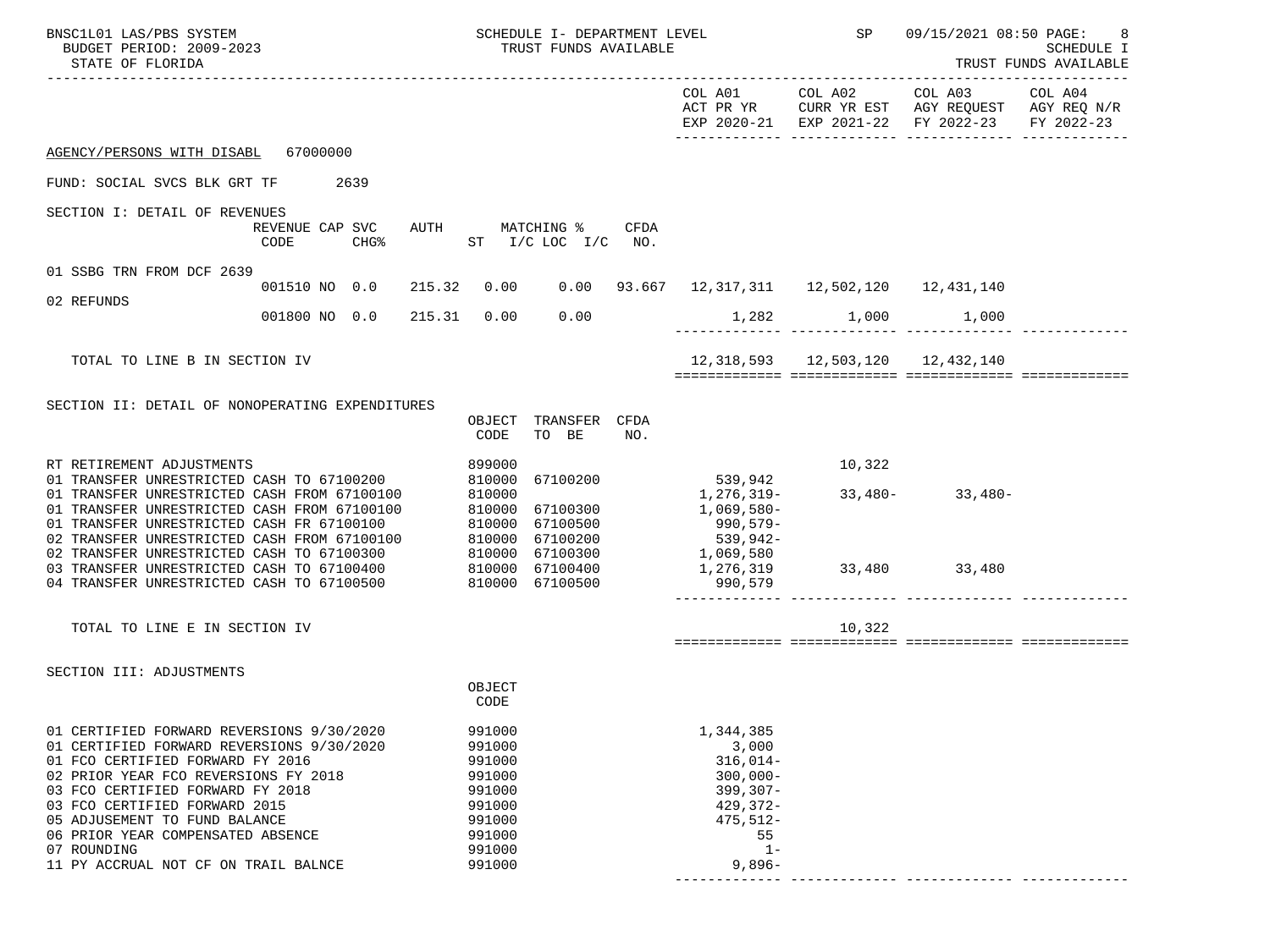BNSC1L01 LAS/PBS SYSTEM — SCHEDULE I- DEPARTMENT LEVEL — SP 09/15/2021 08:50

BUDGET PERIOD: 2009-2023 — TRUST FUNDS AVAILABLE — SCHEDULE I

STATE OF FLORIDA — TRUST FUNDS AVAILABLE

| | COL A01 ACT PR YR EXP 2020-21 | COL A02 CURR YR EST EXP 2021-22 | COL A03 AGY REQUEST FY 2022-23 | COL A04 AGY REQ N/R FY 2022-23 |
|---|---|---|---|---|

AGENCY/PERSONS WITH DISABL 67000000

FUND: SOCIAL SVCS BLK GRT TF 2639

## SECTION I: DETAIL OF REVENUES

| | REVENUE CODE | CAP SVC CHG% | AUTH ST | MATCHING % I/C LOC | I/C | CFDA NO. | COL A01 | COL A02 | COL A03 | COL A04 |
|---|---|---|---|---|---|---|---|---|---|---|
| 01 SSBG TRN FROM DCF 2639 | 001510 | NO 0.0 | 215.32 | 0.00 | 0.00 | 93.667 | 12,317,311 | 12,502,120 | 12,431,140 | |
| 02 REFUNDS | 001800 | NO 0.0 | 215.31 | 0.00 | 0.00 | | 1,282 | 1,000 | 1,000 | |
| TOTAL TO LINE B IN SECTION IV | | | | | | | 12,318,593 | 12,503,120 | 12,432,140 | |

## SECTION II: DETAIL OF NONOPERATING EXPENDITURES

| | OBJECT CODE | TRANSFER TO BE | CFDA NO. | COL A01 | COL A02 | COL A03 | COL A04 |
|---|---|---|---|---|---|---|---|
| RT RETIREMENT ADJUSTMENTS | 899000 | | | | 10,322 | | |
| 01 TRANSFER UNRESTRICTED CASH TO 67100200 | 810000 | 67100200 | | 539,942 | | | |
| 01 TRANSFER UNRESTRICTED CASH FROM 67100100 | 810000 | | | 1,276,319- | 33,480- | 33,480- | |
| 01 TRANSFER UNRESTRICTED CASH FROM 67100100 | 810000 | 67100300 | | 1,069,580- | | | |
| 01 TRANSFER UNRESTRICTED CASH FR 67100100 | 810000 | 67100500 | | 990,579- | | | |
| 02 TRANSFER UNRESTRICTED CASH FROM 67100100 | 810000 | 67100200 | | 539,942- | | | |
| 02 TRANSFER UNRESTRICTED CASH TO 67100300 | 810000 | 67100300 | | 1,069,580 | | | |
| 03 TRANSFER UNRESTRICTED CASH TO 67100400 | 810000 | 67100400 | | 1,276,319 | 33,480 | 33,480 | |
| 04 TRANSFER UNRESTRICTED CASH TO 67100500 | 810000 | 67100500 | | 990,579 | | | |
| TOTAL TO LINE E IN SECTION IV | | | | | 10,322 | | |

## SECTION III: ADJUSTMENTS

| | OBJECT CODE | COL A01 | COL A02 | COL A03 | COL A04 |
|---|---|---|---|---|---|
| 01 CERTIFIED FORWARD REVERSIONS 9/30/2020 | 991000 | 1,344,385 | | | |
| 01 CERTIFIED FORWARD REVERSIONS 9/30/2020 | 991000 | 3,000 | | | |
| 01 FCO CERTIFIED FORWARD FY 2016 | 991000 | 316,014- | | | |
| 02 PRIOR YEAR FCO REVERSIONS FY 2018 | 991000 | 300,000- | | | |
| 03 FCO CERTIFIED FORWARD FY 2018 | 991000 | 399,307- | | | |
| 03 FCO CERTIFIED FORWARD 2015 | 991000 | 429,372- | | | |
| 05 ADJUSEMENT TO FUND BALANCE | 991000 | 475,512- | | | |
| 06 PRIOR YEAR COMPENSATED ABSENCE | 991000 | 55 | | | |
| 07 ROUNDING | 991000 | 1- | | | |
| 11 PY ACCRUAL NOT CF ON TRAIL BALNCE | 991000 | 9,896- | | | |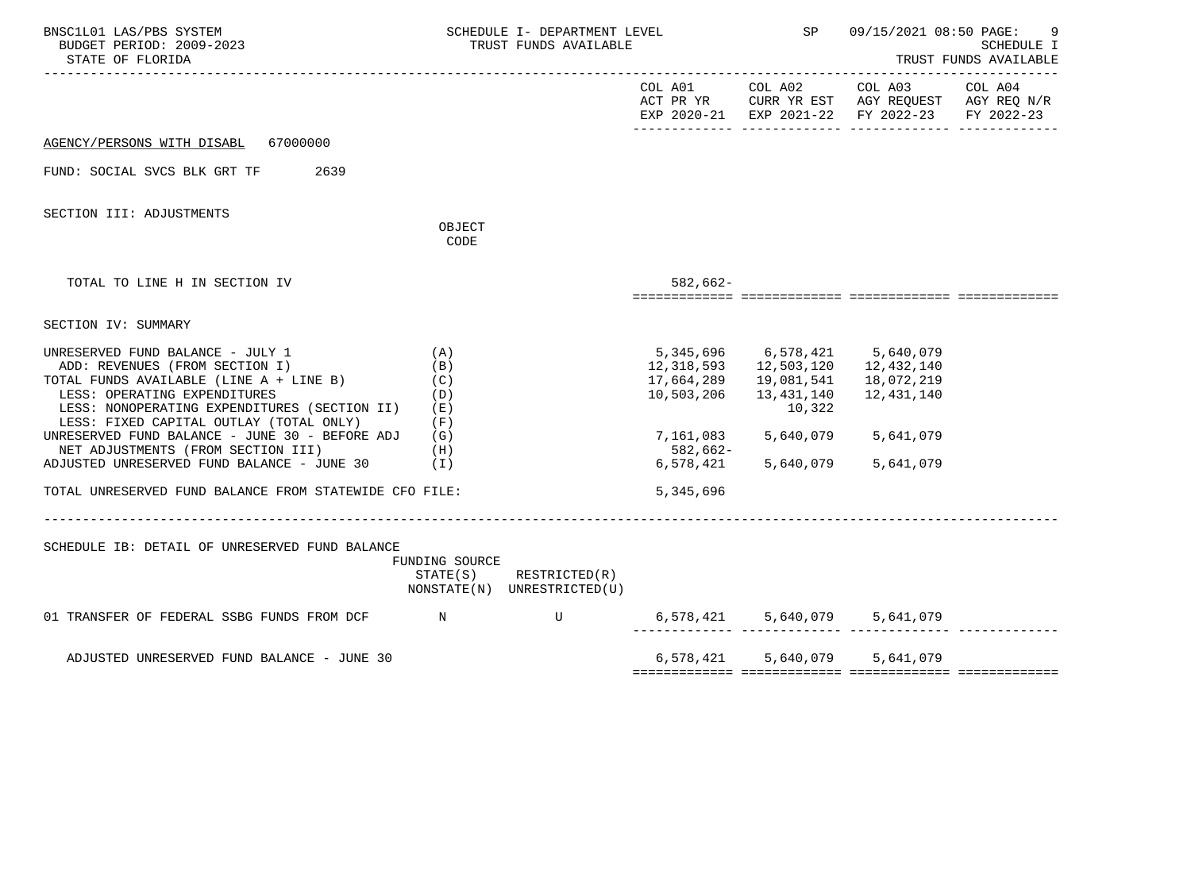AGENCY/PERSONS WITH DISABL 67000000

FUND: SOCIAL SVCS BLK GRT TF 2639

SECTION III: ADJUSTMENTS

| | OBJECT CODE | COL A01 ACT PR YR EXP 2020-21 | COL A02 CURR YR EST EXP 2021-22 | COL A03 AGY REQUEST FY 2022-23 | COL A04 AGY REQ N/R FY 2022-23 |
|---|---|---|---|---|---|
| TOTAL TO LINE H IN SECTION IV | | 582,662- | | | |

SECTION IV: SUMMARY

| | | COL A01 ACT PR YR EXP 2020-21 | COL A02 CURR YR EST EXP 2021-22 | COL A03 AGY REQUEST FY 2022-23 | COL A04 AGY REQ N/R FY 2022-23 |
|---|---|---|---|---|---|
| UNRESERVED FUND BALANCE - JULY 1 | (A) | 5,345,696 | 6,578,421 | 5,640,079 | |
| ADD: REVENUES (FROM SECTION I) | (B) | 12,318,593 | 12,503,120 | 12,432,140 | |
| TOTAL FUNDS AVAILABLE (LINE A + LINE B) | (C) | 17,664,289 | 19,081,541 | 18,072,219 | |
| LESS: OPERATING EXPENDITURES | (D) | 10,503,206 | 13,431,140 | 12,431,140 | |
| LESS: NONOPERATING EXPENDITURES (SECTION II) | (E) | | 10,322 | | |
| LESS: FIXED CAPITAL OUTLAY (TOTAL ONLY) | (F) | | | | |
| UNRESERVED FUND BALANCE - JUNE 30 - BEFORE ADJ | (G) | 7,161,083 | 5,640,079 | 5,641,079 | |
| NET ADJUSTMENTS (FROM SECTION III) | (H) | 582,662- | | | |
| ADJUSTED UNRESERVED FUND BALANCE - JUNE 30 | (I) | 6,578,421 | 5,640,079 | 5,641,079 | |
| TOTAL UNRESERVED FUND BALANCE FROM STATEWIDE CFO FILE: | | 5,345,696 | | | |

SCHEDULE IB: DETAIL OF UNRESERVED FUND BALANCE

| | FUNDING SOURCE STATE(S) NONSTATE(N) | RESTRICTED(R) UNRESTRICTED(U) | COL A01 | COL A02 | COL A03 | COL A04 |
|---|---|---|---|---|---|---|
| 01 TRANSFER OF FEDERAL SSBG FUNDS FROM DCF | N | U | 6,578,421 | 5,640,079 | 5,641,079 | |
| ADJUSTED UNRESERVED FUND BALANCE - JUNE 30 | | | 6,578,421 | 5,640,079 | 5,641,079 | |